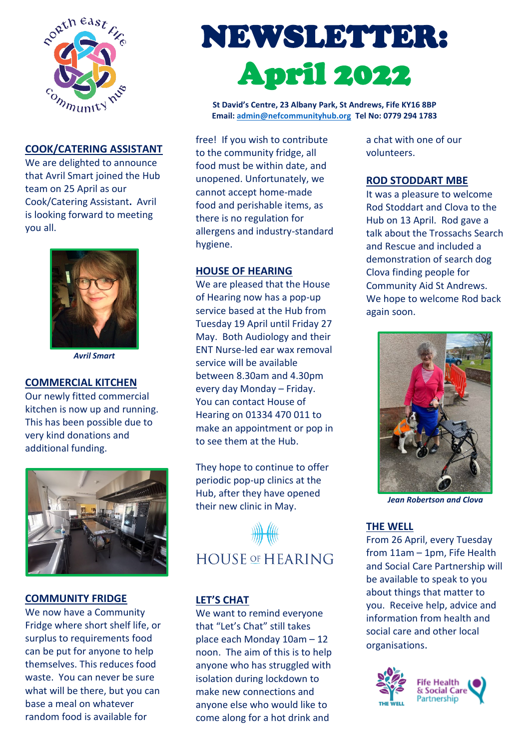# NEWSLETTER: April 2022

**St David's Centre, 23 Albany Park, St Andrews, Fife KY16 8BP**
**Email: admin@nefcommunityhub.org Tel No: 0779 294 1783**

## COOK/CATERING ASSISTANT

We are delighted to announce that Avril Smart joined the Hub team on 25 April as our Cook/Catering Assistant**.** Avril is looking forward to meeting you all.

***Avril Smart***

## COMMERCIAL KITCHEN

Our newly fitted commercial kitchen is now up and running. This has been possible due to very kind donations and additional funding.

## COMMUNITY FRIDGE

We now have a Community Fridge where short shelf life, or surplus to requirements food can be put for anyone to help themselves. This reduces food waste. You can never be sure what will be there, but you can base a meal on whatever random food is available for free! If you wish to contribute to the community fridge, all food must be within date, and unopened. Unfortunately, we cannot accept home-made food and perishable items, as there is no regulation for allergens and industry-standard hygiene.

## HOUSE OF HEARING

We are pleased that the House of Hearing now has a pop-up service based at the Hub from Tuesday 19 April until Friday 27 May. Both Audiology and their ENT Nurse-led ear wax removal service will be available between 8.30am and 4.30pm every day Monday – Friday. You can contact House of Hearing on 01334 470 011 to make an appointment or pop in to see them at the Hub.

They hope to continue to offer periodic pop-up clinics at the Hub, after they have opened their new clinic in May.

HOUSE OF HEARING

## LET'S CHAT

We want to remind everyone that "Let's Chat" still takes place each Monday 10am – 12 noon. The aim of this is to help anyone who has struggled with isolation during lockdown to make new connections and anyone else who would like to come along for a hot drink and a chat with one of our volunteers.

## ROD STODDART MBE

It was a pleasure to welcome Rod Stoddart and Clova to the Hub on 13 April. Rod gave a talk about the Trossachs Search and Rescue and included a demonstration of search dog Clova finding people for Community Aid St Andrews. We hope to welcome Rod back again soon.

***Jean Robertson and Clova***

## THE WELL

From 26 April, every Tuesday from 11am – 1pm, Fife Health and Social Care Partnership will be available to speak to you about things that matter to you. Receive help, advice and information from health and social care and other local organisations.

THE WELL — Fife Health & Social Care Partnership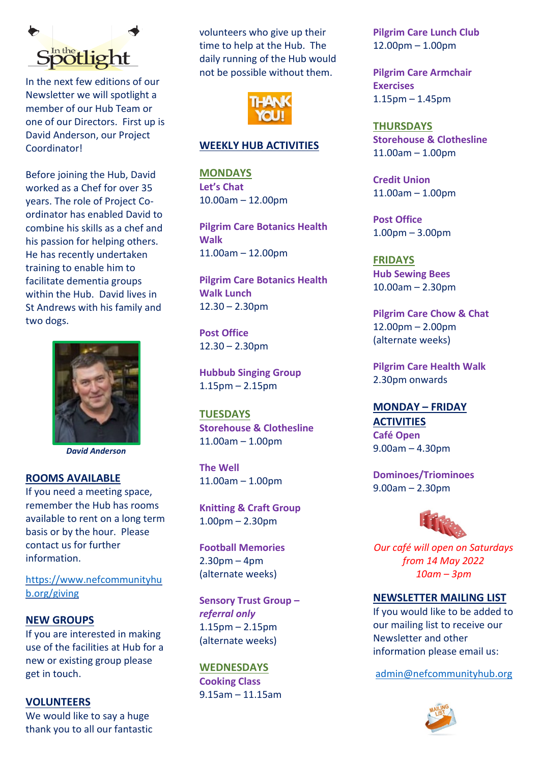# In the Spotlight

In the next few editions of our Newsletter we will spotlight a member of our Hub Team or one of our Directors. First up is David Anderson, our Project Coordinator!

Before joining the Hub, David worked as a Chef for over 35 years. The role of Project Co-ordinator has enabled David to combine his skills as a chef and his passion for helping others. He has recently undertaken training to enable him to facilitate dementia groups within the Hub. David lives in St Andrews with his family and two dogs.

*David Anderson*

## ROOMS AVAILABLE

If you need a meeting space, remember the Hub has rooms available to rent on a long term basis or by the hour. Please contact us for further information.

https://www.nefcommunityhub.org/giving

## NEW GROUPS

If you are interested in making use of the facilities at Hub for a new or existing group please get in touch.

## VOLUNTEERS

We would like to say a huge thank you to all our fantastic volunteers who give up their time to help at the Hub. The daily running of the Hub would not be possible without them.

THANK YOU!

## WEEKLY HUB ACTIVITIES

### MONDAYS

**Let's Chat**
10.00am – 12.00pm

**Pilgrim Care Botanics Health Walk**
11.00am – 12.00pm

**Pilgrim Care Botanics Health Walk Lunch**
12.30 – 2.30pm

**Post Office**
12.30 – 2.30pm

**Hubbub Singing Group**
1.15pm – 2.15pm

### TUESDAYS

**Storehouse & Clothesline**
11.00am – 1.00pm

**The Well**
11.00am – 1.00pm

**Knitting & Craft Group**
1.00pm – 2.30pm

**Football Memories**
2.30pm – 4pm
(alternate weeks)

**Sensory Trust Group – *referral only***
1.15pm – 2.15pm
(alternate weeks)

### WEDNESDAYS

**Cooking Class**
9.15am – 11.15am

**Pilgrim Care Lunch Club**
12.00pm – 1.00pm

**Pilgrim Care Armchair Exercises**
1.15pm – 1.45pm

### THURSDAYS

**Storehouse & Clothesline**
11.00am – 1.00pm

**Credit Union**
11.00am – 1.00pm

**Post Office**
1.00pm – 3.00pm

### FRIDAYS

**Hub Sewing Bees**
10.00am – 2.30pm

**Pilgrim Care Chow & Chat**
12.00pm – 2.00pm
(alternate weeks)

**Pilgrim Care Health Walk**
2.30pm onwards

### MONDAY – FRIDAY ACTIVITIES

**Café Open**
9.00am – 4.30pm

**Dominoes/Triominoes**
9.00am – 2.30pm

*Our café will open on Saturdays from 14 May 2022 10am – 3pm*

## NEWSLETTER MAILING LIST

If you would like to be added to our mailing list to receive our Newsletter and other information please email us:

admin@nefcommunityhub.org